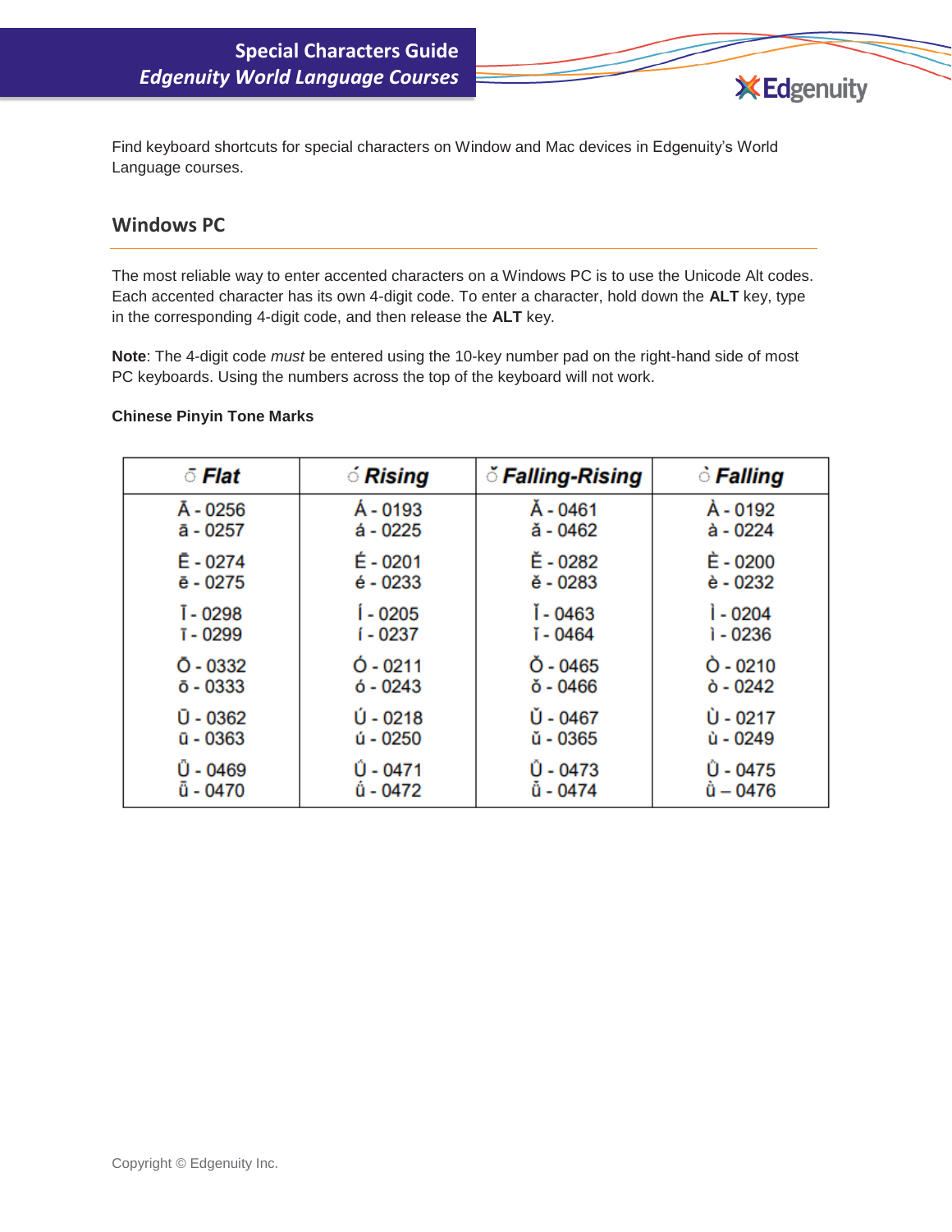# Special Characters Guide
## *Edgenuity World Language Courses*

Find keyboard shortcuts for special characters on Window and Mac devices in Edgenuity's World Language courses.

## Windows PC

The most reliable way to enter accented characters on a Windows PC is to use the Unicode Alt codes. Each accented character has its own 4-digit code. To enter a character, hold down the **ALT** key, type in the corresponding 4-digit code, and then release the **ALT** key.

**Note**: The 4-digit code *must* be entered using the 10-key number pad on the right-hand side of most PC keyboards. Using the numbers across the top of the keyboard will not work.

**Chinese Pinyin Tone Marks**

| ō ***Flat*** | ó ***Rising*** | ǒ ***Falling-Rising*** | ò ***Falling*** |
|---|---|---|---|
| Ā - 0256<br>ā - 0257 | Á - 0193<br>á - 0225 | Ǎ - 0461<br>ǎ - 0462 | À - 0192<br>à - 0224 |
| Ē - 0274<br>ē - 0275 | É - 0201<br>é - 0233 | Ě - 0282<br>ě - 0283 | È - 0200<br>è - 0232 |
| Ī - 0298<br>ī - 0299 | Í - 0205<br>í - 0237 | Ǐ - 0463<br>ǐ - 0464 | Ì - 0204<br>ì - 0236 |
| Ō - 0332<br>ō - 0333 | Ó - 0211<br>ó - 0243 | Ǒ - 0465<br>ǒ - 0466 | Ò - 0210<br>ò - 0242 |
| Ū - 0362<br>ū - 0363 | Ú - 0218<br>ú - 0250 | Ǔ - 0467<br>ǔ - 0365 | Ù - 0217<br>ù - 0249 |
| Ǖ - 0469<br>ǖ - 0470 | Ǘ - 0471<br>ǘ - 0472 | Ǚ - 0473<br>ǚ - 0474 | Ǜ - 0475<br>ǜ – 0476 |

Copyright © Edgenuity Inc.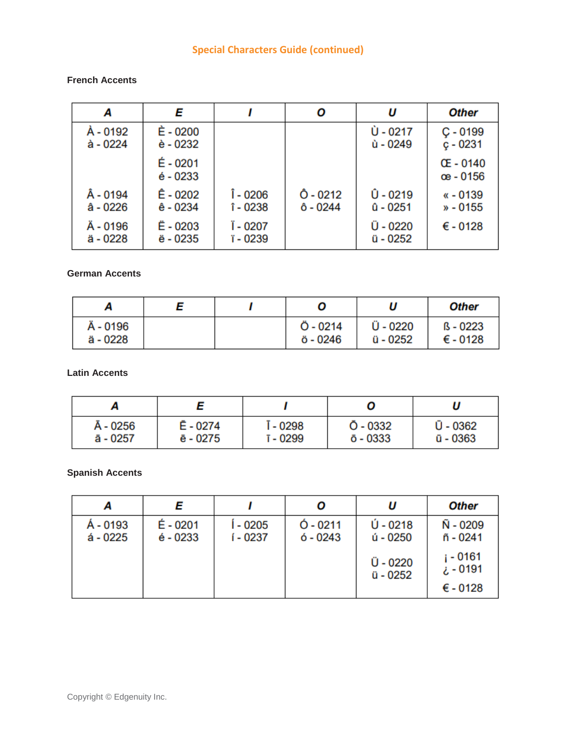## Special Characters Guide (continued)

### French Accents

| A | E | I | O | U | Other |
|---|---|---|---|---|---|
| À - 0192<br>à - 0224 | È - 0200<br>è - 0232 | | | Ù - 0217<br>ù - 0249 | Ç - 0199<br>ç - 0231 |
| | É - 0201<br>é - 0233 | | | | Œ - 0140<br>œ - 0156 |
| Â - 0194<br>â - 0226 | Ê - 0202<br>ê - 0234 | Î - 0206<br>î - 0238 | Ô - 0212<br>ô - 0244 | Û - 0219<br>û - 0251 | « - 0139<br>» - 0155 |
| Ä - 0196<br>ä - 0228 | Ë - 0203<br>ë - 0235 | Ï - 0207<br>ï - 0239 | | Ü - 0220<br>ü - 0252 | € - 0128 |

### German Accents

| A | E | I | O | U | Other |
|---|---|---|---|---|---|
| Ä - 0196<br>ä - 0228 | | | Ö - 0214<br>ö - 0246 | Ü - 0220<br>ü - 0252 | ß - 0223<br>€ - 0128 |

### Latin Accents

| A | E | I | O | U |
|---|---|---|---|---|
| Ā - 0256<br>ā - 0257 | Ē - 0274<br>ē - 0275 | Ī - 0298<br>ī - 0299 | Ō - 0332<br>ō - 0333 | Ū - 0362<br>ū - 0363 |

### Spanish Accents

| A | E | I | O | U | Other |
|---|---|---|---|---|---|
| Á - 0193<br>á - 0225 | É - 0201<br>é - 0233 | Í - 0205<br>í - 0237 | Ó - 0211<br>ó - 0243 | Ú - 0218<br>ú - 0250 | Ñ - 0209<br>ñ - 0241 |
| | | | | Ü - 0220<br>ü - 0252 | ¡ - 0161<br>¿ - 0191 |
| | | | | | € - 0128 |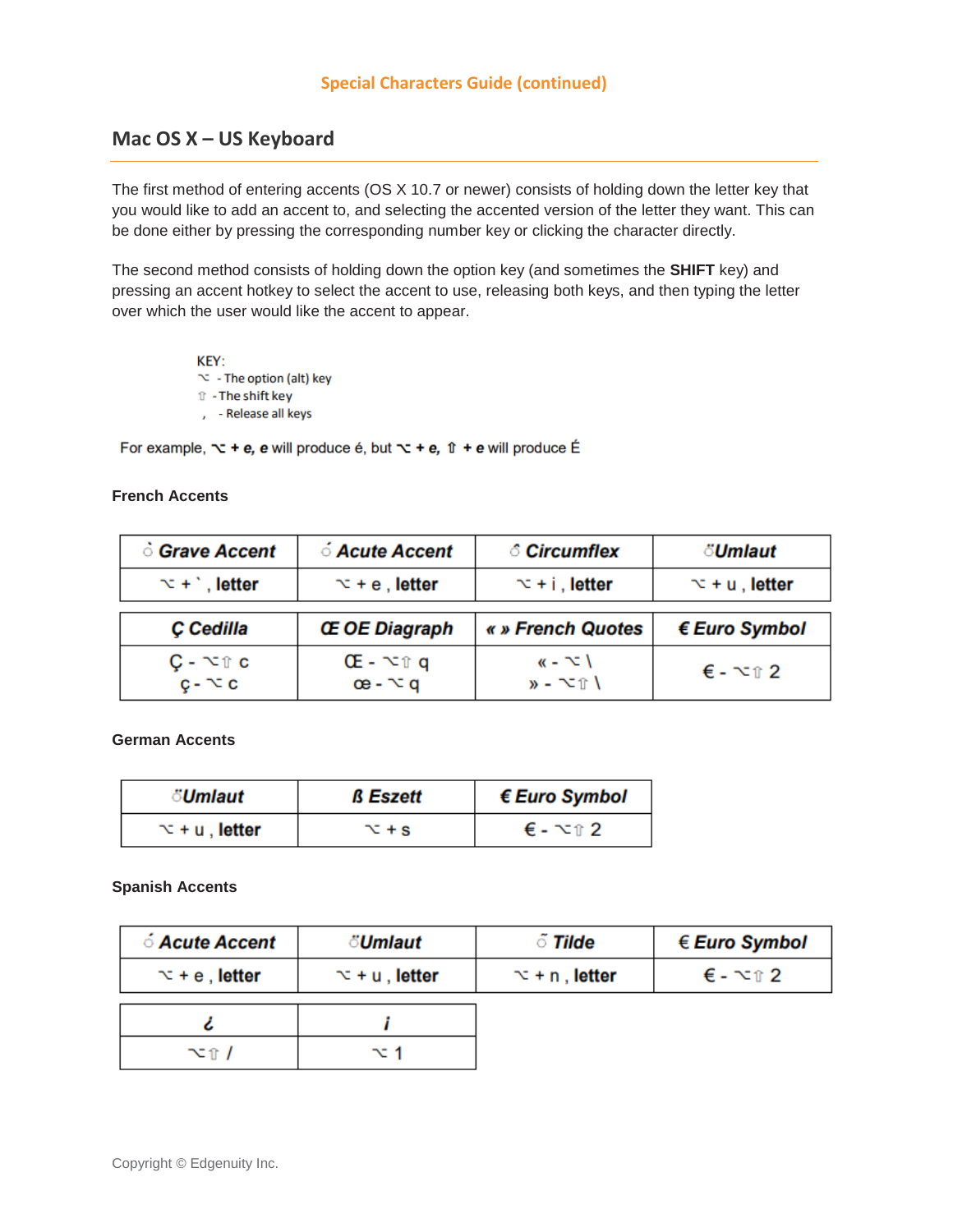## Special Characters Guide (continued)

## Mac OS X – US Keyboard

The first method of entering accents (OS X 10.7 or newer) consists of holding down the letter key that you would like to add an accent to, and selecting the accented version of the letter they want. This can be done either by pressing the corresponding number key or clicking the character directly.

The second method consists of holding down the option key (and sometimes the **SHIFT** key) and pressing an accent hotkey to select the accent to use, releasing both keys, and then typing the letter over which the user would like the accent to appear.

KEY:
⌥ - The option (alt) key
⇧ - The shift key
, - Release all keys

For example, **⌥ + e, e** will produce é, but **⌥ + e, ⇧ + e** will produce É

### French Accents

| ò Grave Accent | ó Acute Accent | ô Circumflex | ö Umlaut |
|---|---|---|---|
| ⌥ + ` , letter | ⌥ + e , letter | ⌥ + i , letter | ⌥ + u , letter |

| Ç Cedilla | Œ OE Diagraph | « » French Quotes | € Euro Symbol |
|---|---|---|---|
| Ç - ⌥⇧ c<br>ç - ⌥ c | Œ - ⌥⇧ q<br>œ - ⌥ q | « - ⌥ \\<br>» - ⌥⇧ \\ | € - ⌥⇧ 2 |

### German Accents

| ö Umlaut | ß Eszett | € Euro Symbol |
|---|---|---|
| ⌥ + u , letter | ⌥ + s | € - ⌥⇧ 2 |

### Spanish Accents

| ó Acute Accent | ö Umlaut | õ Tilde | € Euro Symbol |
|---|---|---|---|
| ⌥ + e , letter | ⌥ + u , letter | ⌥ + n , letter | € - ⌥⇧ 2 |

| ¿ | ¡ |
|---|---|
| ⌥⇧ / | ⌥ 1 |

Copyright © Edgenuity Inc.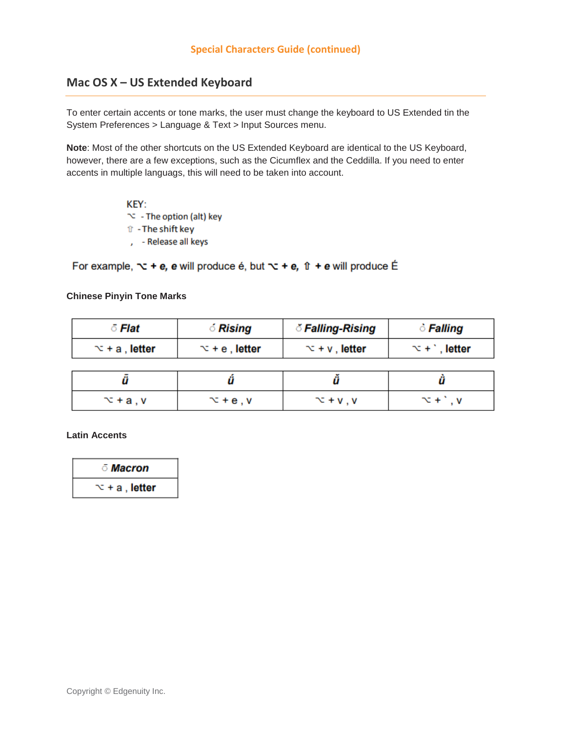Special Characters Guide (continued)

## Mac OS X – US Extended Keyboard

To enter certain accents or tone marks, the user must change the keyboard to US Extended tin the System Preferences > Language & Text > Input Sources menu.

**Note**: Most of the other shortcuts on the US Extended Keyboard are identical to the US Keyboard, however, there are a few exceptions, such as the Cicumflex and the Ceddilla. If you need to enter accents in multiple languags, this will need to be taken into account.

KEY:
⌥ - The option (alt) key
⇧ - The shift key
, - Release all keys

For example, **⌥ + e, e** will produce é, but **⌥ + e, ⇧ + e** will produce É

### Chinese Pinyin Tone Marks

| ō ***Flat*** | ó ***Rising*** | ǒ ***Falling-Rising*** | ò ***Falling*** |
|---|---|---|---|
| ⌥ + a , **letter** | ⌥ + e , **letter** | ⌥ + v , **letter** | ⌥ + ` , **letter** |

| ***ǖ*** | ***ǘ*** | ***ǚ*** | ***ǜ*** |
|---|---|---|---|
| ⌥ + a , v | ⌥ + e , v | ⌥ + v , v | ⌥ + ` , v |

### Latin Accents

| ō ***Macron*** |
|---|
| ⌥ + a , **letter** |

Copyright © Edgenuity Inc.